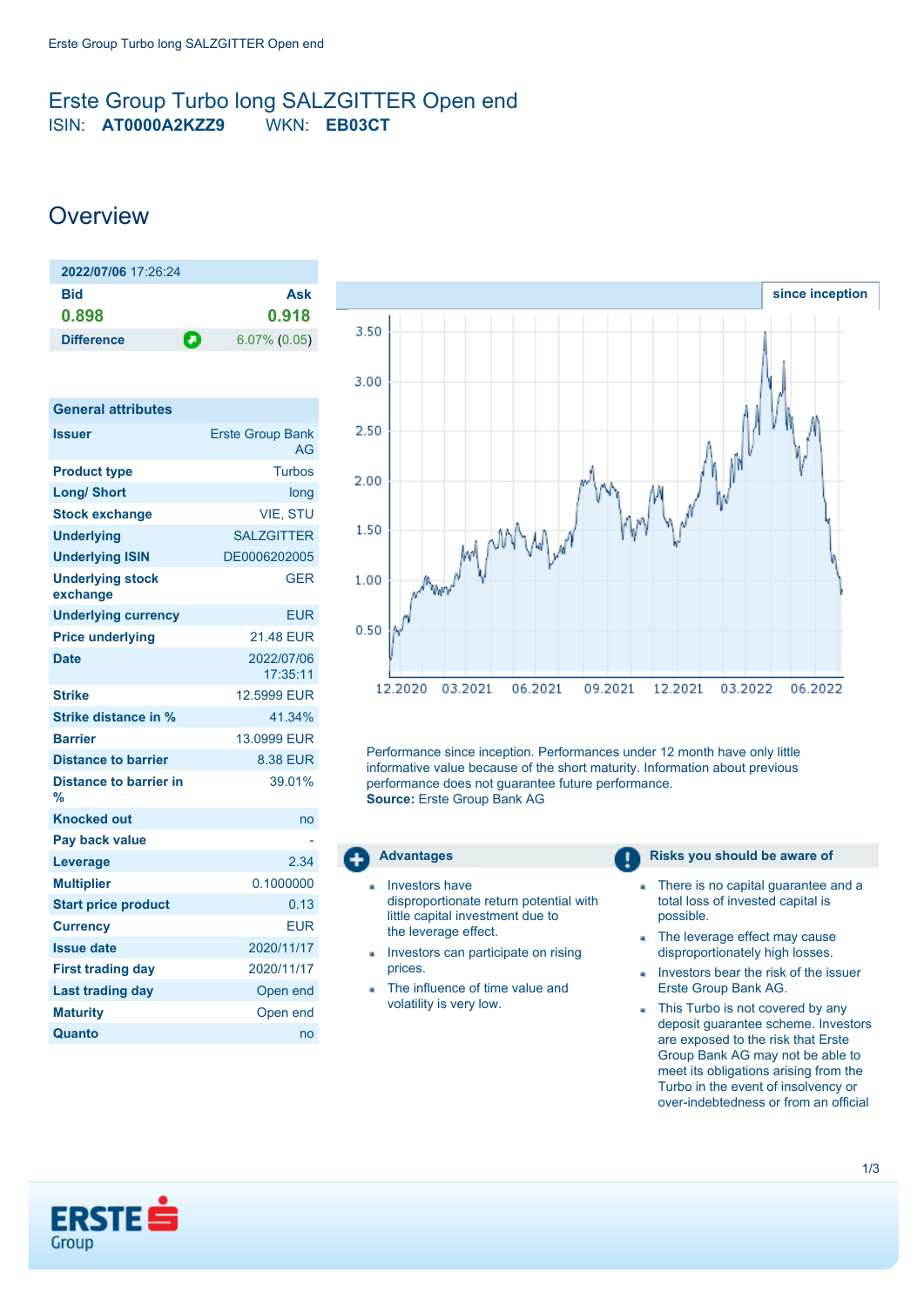# Erste Group Turbo long SALZGITTER Open end

ISIN: **AT0000A2KZZ9** WKN: **EB03CT**

## Overview

| **2022/07/06** 17:26:24 | |
|---|---|
| **Bid** | **Ask** |
| **0.898** | **0.918** |
| **Difference** | 6.07% (0.05) |

| General attributes | |
|---|---|
| **Issuer** | Erste Group Bank AG |
| **Product type** | Turbos |
| **Long/ Short** | long |
| **Stock exchange** | VIE, STU |
| **Underlying** | SALZGITTER |
| **Underlying ISIN** | DE0006202005 |
| **Underlying stock exchange** | GER |
| **Underlying currency** | EUR |
| **Price underlying** | 21.48 EUR |
| **Date** | 2022/07/06 17:35:11 |
| **Strike** | 12.5999 EUR |
| **Strike distance in %** | 41.34% |
| **Barrier** | 13.0999 EUR |
| **Distance to barrier** | 8.38 EUR |
| **Distance to barrier in %** | 39.01% |
| **Knocked out** | no |
| **Pay back value** | - |
| **Leverage** | 2.34 |
| **Multiplier** | 0.1000000 |
| **Start price product** | 0.13 |
| **Currency** | EUR |
| **Issue date** | 2020/11/17 |
| **First trading day** | 2020/11/17 |
| **Last trading day** | Open end |
| **Maturity** | Open end |
| **Quanto** | no |

**since inception**

Performance since inception. Performances under 12 month have only little informative value because of the short maturity. Information about previous performance does not guarantee future performance.
**Source:** Erste Group Bank AG

### Advantages

- Investors have disproportionate return potential with little capital investment due to the leverage effect.
- Investors can participate on rising prices.
- The influence of time value and volatility is very low.

### Risks you should be aware of

- There is no capital guarantee and a total loss of invested capital is possible.
- The leverage effect may cause disproportionately high losses.
- Investors bear the risk of the issuer Erste Group Bank AG.
- This Turbo is not covered by any deposit guarantee scheme. Investors are exposed to the risk that Erste Group Bank AG may not be able to meet its obligations arising from the Turbo in the event of insolvency or over-indebtedness or from an official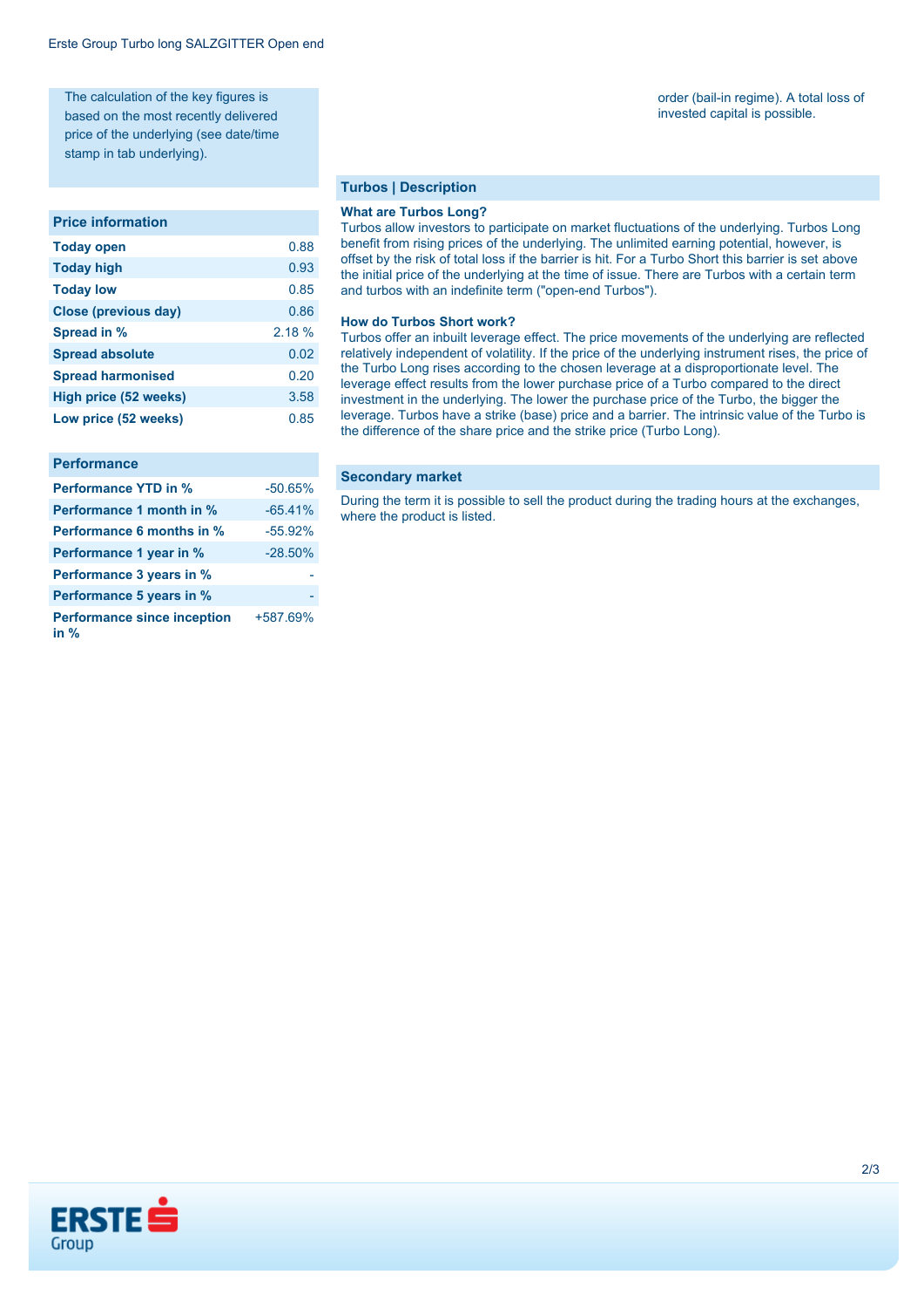The calculation of the key figures is based on the most recently delivered price of the underlying (see date/time stamp in tab underlying).

| Price information | |
|---|---|
| **Today open** | 0.88 |
| **Today high** | 0.93 |
| **Today low** | 0.85 |
| **Close (previous day)** | 0.86 |
| **Spread in %** | 2.18 % |
| **Spread absolute** | 0.02 |
| **Spread harmonised** | 0.20 |
| **High price (52 weeks)** | 3.58 |
| **Low price (52 weeks)** | 0.85 |

| Performance | |
|---|---|
| **Performance YTD in %** | -50.65% |
| **Performance 1 month in %** | -65.41% |
| **Performance 6 months in %** | -55.92% |
| **Performance 1 year in %** | -28.50% |
| **Performance 3 years in %** | - |
| **Performance 5 years in %** | - |
| **Performance since inception in %** | +587.69% |

order (bail-in regime). A total loss of invested capital is possible.

## Turbos | Description

**What are Turbos Long?**
Turbos allow investors to participate on market fluctuations of the underlying. Turbos Long benefit from rising prices of the underlying. The unlimited earning potential, however, is offset by the risk of total loss if the barrier is hit. For a Turbo Short this barrier is set above the initial price of the underlying at the time of issue. There are Turbos with a certain term and turbos with an indefinite term ("open-end Turbos").

**How do Turbos Short work?**
Turbos offer an inbuilt leverage effect. The price movements of the underlying are reflected relatively independent of volatility. If the price of the underlying instrument rises, the price of the Turbo Long rises according to the chosen leverage at a disproportionate level. The leverage effect results from the lower purchase price of a Turbo compared to the direct investment in the underlying. The lower the purchase price of the Turbo, the bigger the leverage. Turbos have a strike (base) price and a barrier. The intrinsic value of the Turbo is the difference of the share price and the strike price (Turbo Long).

## Secondary market

During the term it is possible to sell the product during the trading hours at the exchanges, where the product is listed.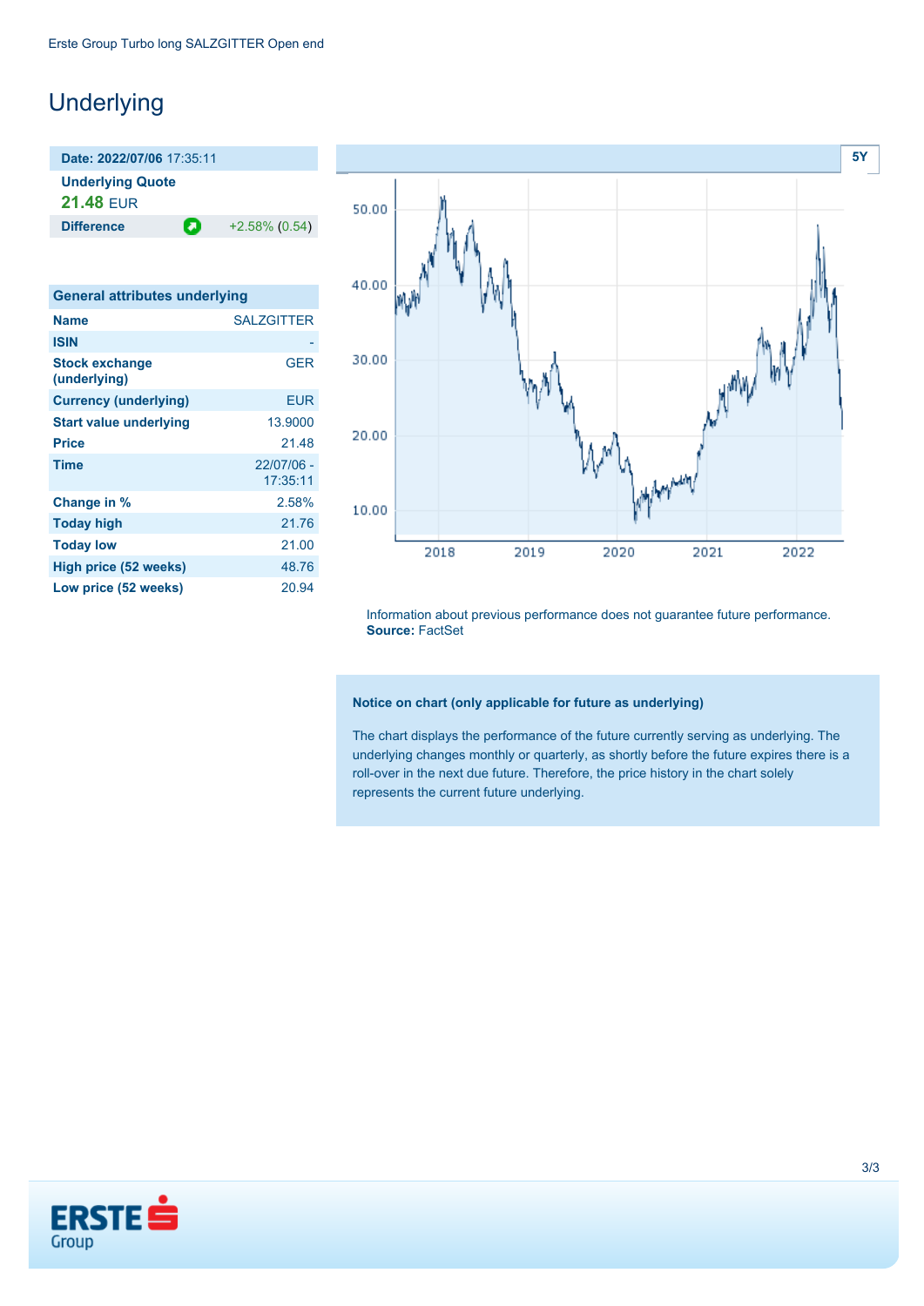## Underlying

| | |
|---|---|
| **Date: 2022/07/06** 17:35:11 | |
| **Underlying Quote** | |
| **21.48** EUR | |
| **Difference** | +2.58% (0.54) |

| General attributes underlying | |
|---|---|
| **Name** | SALZGITTER |
| **ISIN** | - |
| **Stock exchange (underlying)** | GER |
| **Currency (underlying)** | EUR |
| **Start value underlying** | 13.9000 |
| **Price** | 21.48 |
| **Time** | 22/07/06 - 17:35:11 |
| **Change in %** | 2.58% |
| **Today high** | 21.76 |
| **Today low** | 21.00 |
| **High price (52 weeks)** | 48.76 |
| **Low price (52 weeks)** | 20.94 |

5Y

50.00
40.00
30.00
20.00
10.00

2018
2019
2020
2021
2022

Information about previous performance does not guarantee future performance.
**Source:** FactSet

**Notice on chart (only applicable for future as underlying)**

The chart displays the performance of the future currently serving as underlying. The underlying changes monthly or quarterly, as shortly before the future expires there is a roll-over in the next due future. Therefore, the price history in the chart solely represents the current future underlying.